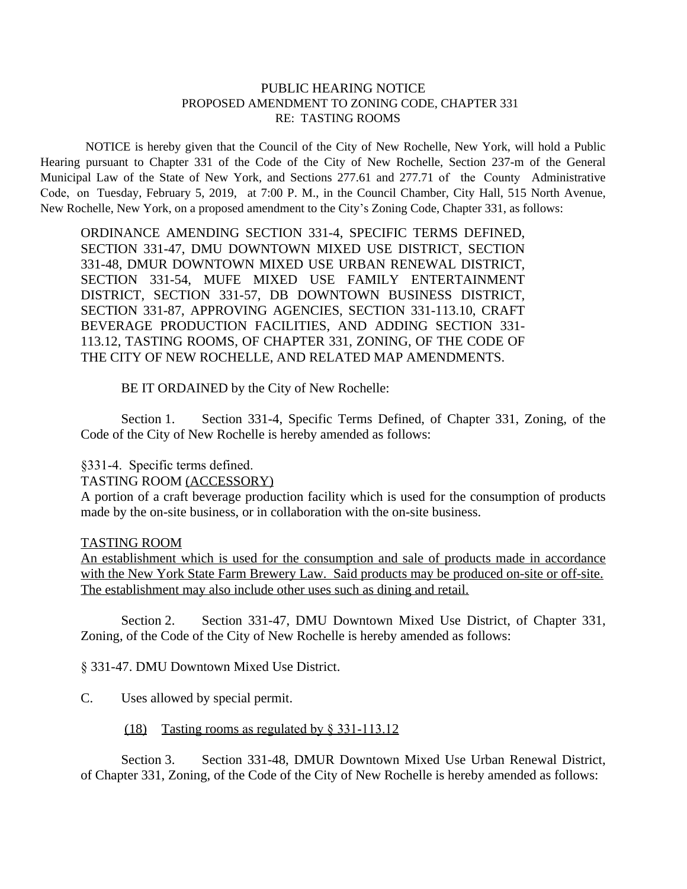PUBLIC HEARING NOTICE
PROPOSED AMENDMENT TO ZONING CODE, CHAPTER 331
RE: TASTING ROOMS

NOTICE is hereby given that the Council of the City of New Rochelle, New York, will hold a Public Hearing pursuant to Chapter 331 of the Code of the City of New Rochelle, Section 237-m of the General Municipal Law of the State of New York, and Sections 277.61 and 277.71 of the County Administrative Code, on Tuesday, February 5, 2019, at 7:00 P. M., in the Council Chamber, City Hall, 515 North Avenue, New Rochelle, New York, on a proposed amendment to the City's Zoning Code, Chapter 331, as follows:

ORDINANCE AMENDING SECTION 331-4, SPECIFIC TERMS DEFINED, SECTION 331-47, DMU DOWNTOWN MIXED USE DISTRICT, SECTION 331-48, DMUR DOWNTOWN MIXED USE URBAN RENEWAL DISTRICT, SECTION 331-54, MUFE MIXED USE FAMILY ENTERTAINMENT DISTRICT, SECTION 331-57, DB DOWNTOWN BUSINESS DISTRICT, SECTION 331-87, APPROVING AGENCIES, SECTION 331-113.10, CRAFT BEVERAGE PRODUCTION FACILITIES, AND ADDING SECTION 331-113.12, TASTING ROOMS, OF CHAPTER 331, ZONING, OF THE CODE OF THE CITY OF NEW ROCHELLE, AND RELATED MAP AMENDMENTS.

BE IT ORDAINED by the City of New Rochelle:

Section 1. Section 331-4, Specific Terms Defined, of Chapter 331, Zoning, of the Code of the City of New Rochelle is hereby amended as follows:

§331-4. Specific terms defined.
TASTING ROOM <u>(ACCESSORY)</u>
A portion of a craft beverage production facility which is used for the consumption of products made by the on-site business, or in collaboration with the on-site business.

<u>TASTING ROOM</u>
<u>An establishment which is used for the consumption and sale of products made in accordance with the New York State Farm Brewery Law. Said products may be produced on-site or off-site. The establishment may also include other uses such as dining and retail.</u>

Section 2. Section 331-47, DMU Downtown Mixed Use District, of Chapter 331, Zoning, of the Code of the City of New Rochelle is hereby amended as follows:

§ 331-47. DMU Downtown Mixed Use District.

C. Uses allowed by special permit.

<u>(18) Tasting rooms as regulated by § 331-113.12</u>

Section 3. Section 331-48, DMUR Downtown Mixed Use Urban Renewal District, of Chapter 331, Zoning, of the Code of the City of New Rochelle is hereby amended as follows: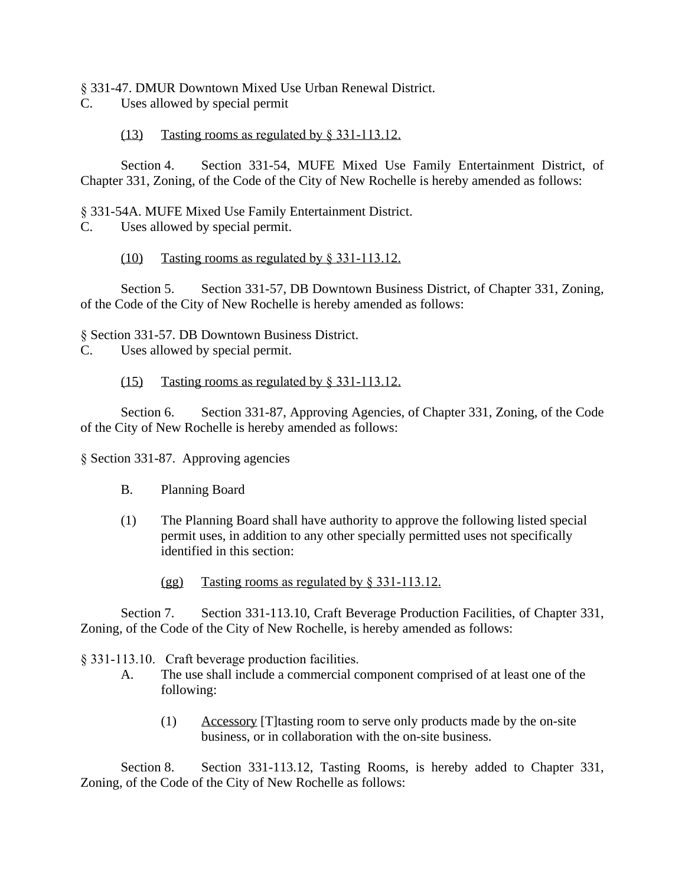§ 331-47. DMUR Downtown Mixed Use Urban Renewal District.
C. Uses allowed by special permit

(13) Tasting rooms as regulated by § 331-113.12.

Section 4. Section 331-54, MUFE Mixed Use Family Entertainment District, of Chapter 331, Zoning, of the Code of the City of New Rochelle is hereby amended as follows:

§ 331-54A. MUFE Mixed Use Family Entertainment District.
C. Uses allowed by special permit.

(10) Tasting rooms as regulated by § 331-113.12.

Section 5. Section 331-57, DB Downtown Business District, of Chapter 331, Zoning, of the Code of the City of New Rochelle is hereby amended as follows:

§ Section 331-57. DB Downtown Business District.
C. Uses allowed by special permit.

(15) Tasting rooms as regulated by § 331-113.12.

Section 6. Section 331-87, Approving Agencies, of Chapter 331, Zoning, of the Code of the City of New Rochelle is hereby amended as follows:

§ Section 331-87. Approving agencies

B. Planning Board

(1) The Planning Board shall have authority to approve the following listed special permit uses, in addition to any other specially permitted uses not specifically identified in this section:

(gg) Tasting rooms as regulated by § 331-113.12.

Section 7. Section 331-113.10, Craft Beverage Production Facilities, of Chapter 331, Zoning, of the Code of the City of New Rochelle, is hereby amended as follows:

§ 331-113.10. Craft beverage production facilities.

A. The use shall include a commercial component comprised of at least one of the following:

(1) Accessory [T]tasting room to serve only products made by the on-site business, or in collaboration with the on-site business.

Section 8. Section 331-113.12, Tasting Rooms, is hereby added to Chapter 331, Zoning, of the Code of the City of New Rochelle as follows: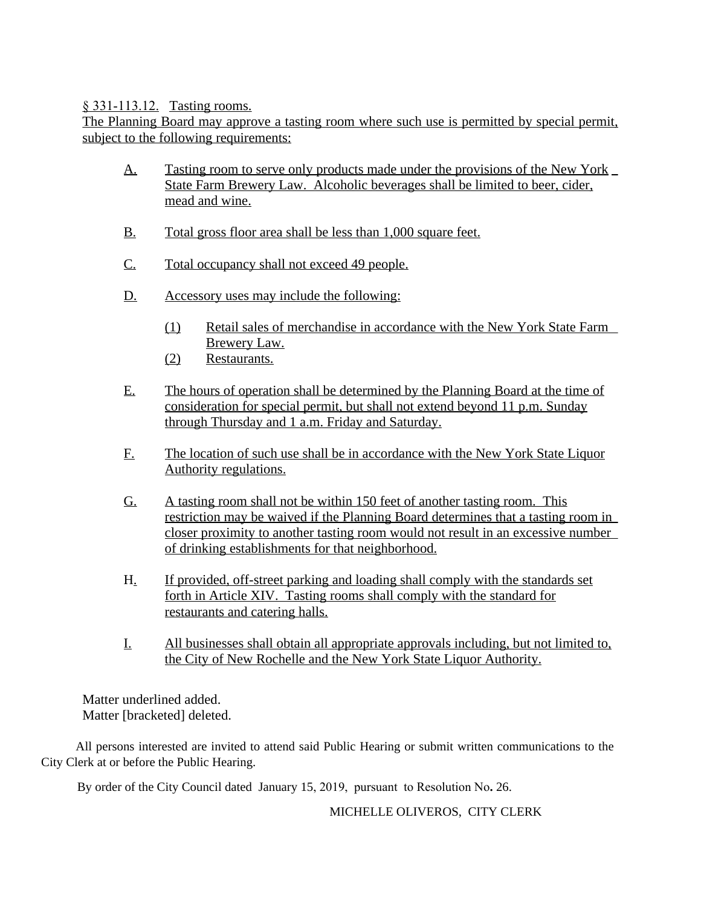§ 331-113.12. Tasting rooms.

The Planning Board may approve a tasting room where such use is permitted by special permit, subject to the following requirements:

A. Tasting room to serve only products made under the provisions of the New York State Farm Brewery Law. Alcoholic beverages shall be limited to beer, cider, mead and wine.

B. Total gross floor area shall be less than 1,000 square feet.

C. Total occupancy shall not exceed 49 people.

D. Accessory uses may include the following:

   (1) Retail sales of merchandise in accordance with the New York State Farm Brewery Law.
   (2) Restaurants.

E. The hours of operation shall be determined by the Planning Board at the time of consideration for special permit, but shall not extend beyond 11 p.m. Sunday through Thursday and 1 a.m. Friday and Saturday.

F. The location of such use shall be in accordance with the New York State Liquor Authority regulations.

G. A tasting room shall not be within 150 feet of another tasting room. This restriction may be waived if the Planning Board determines that a tasting room in closer proximity to another tasting room would not result in an excessive number of drinking establishments for that neighborhood.

H. If provided, off-street parking and loading shall comply with the standards set forth in Article XIV. Tasting rooms shall comply with the standard for restaurants and catering halls.

I. All businesses shall obtain all appropriate approvals including, but not limited to, the City of New Rochelle and the New York State Liquor Authority.

Matter underlined added.
Matter [bracketed] deleted.

All persons interested are invited to attend said Public Hearing or submit written communications to the City Clerk at or before the Public Hearing.

By order of the City Council dated January 15, 2019, pursuant to Resolution No**.** 26.

MICHELLE OLIVEROS, CITY CLERK